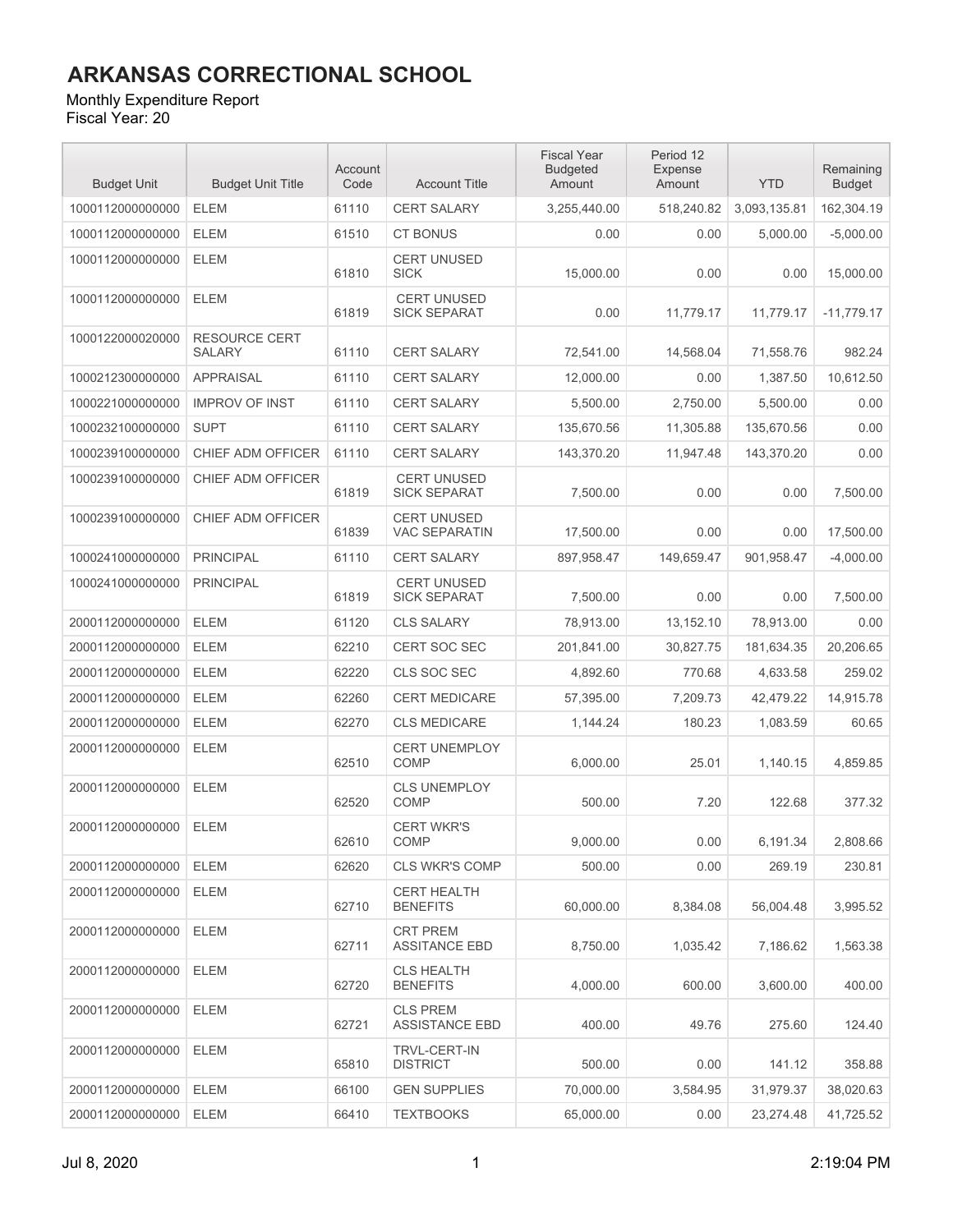# ARKANSAS CORRECTIONAL SCHOOL

Monthly Expenditure Report
Fiscal Year: 20

| Budget Unit | Budget Unit Title | Account Code | Account Title | Fiscal Year Budgeted Amount | Period 12 Expense Amount | YTD | Remaining Budget |
|---|---|---|---|---|---|---|---|
| 1000112000000000 | ELEM | 61110 | CERT SALARY | 3,255,440.00 | 518,240.82 | 3,093,135.81 | 162,304.19 |
| 1000112000000000 | ELEM | 61510 | CT BONUS | 0.00 | 0.00 | 5,000.00 | -5,000.00 |
| 1000112000000000 | ELEM | 61810 | CERT UNUSED SICK | 15,000.00 | 0.00 | 0.00 | 15,000.00 |
| 1000112000000000 | ELEM | 61819 | CERT UNUSED SICK SEPARAT | 0.00 | 11,779.17 | 11,779.17 | -11,779.17 |
| 1000122000020000 | RESOURCE CERT SALARY | 61110 | CERT SALARY | 72,541.00 | 14,568.04 | 71,558.76 | 982.24 |
| 1000212300000000 | APPRAISAL | 61110 | CERT SALARY | 12,000.00 | 0.00 | 1,387.50 | 10,612.50 |
| 1000221000000000 | IMPROV OF INST | 61110 | CERT SALARY | 5,500.00 | 2,750.00 | 5,500.00 | 0.00 |
| 1000232100000000 | SUPT | 61110 | CERT SALARY | 135,670.56 | 11,305.88 | 135,670.56 | 0.00 |
| 1000239100000000 | CHIEF ADM OFFICER | 61110 | CERT SALARY | 143,370.20 | 11,947.48 | 143,370.20 | 0.00 |
| 1000239100000000 | CHIEF ADM OFFICER | 61819 | CERT UNUSED SICK SEPARAT | 7,500.00 | 0.00 | 0.00 | 7,500.00 |
| 1000239100000000 | CHIEF ADM OFFICER | 61839 | CERT UNUSED VAC SEPARATIN | 17,500.00 | 0.00 | 0.00 | 17,500.00 |
| 1000241000000000 | PRINCIPAL | 61110 | CERT SALARY | 897,958.47 | 149,659.47 | 901,958.47 | -4,000.00 |
| 1000241000000000 | PRINCIPAL | 61819 | CERT UNUSED SICK SEPARAT | 7,500.00 | 0.00 | 0.00 | 7,500.00 |
| 2000112000000000 | ELEM | 61120 | CLS SALARY | 78,913.00 | 13,152.10 | 78,913.00 | 0.00 |
| 2000112000000000 | ELEM | 62210 | CERT SOC SEC | 201,841.00 | 30,827.75 | 181,634.35 | 20,206.65 |
| 2000112000000000 | ELEM | 62220 | CLS SOC SEC | 4,892.60 | 770.68 | 4,633.58 | 259.02 |
| 2000112000000000 | ELEM | 62260 | CERT MEDICARE | 57,395.00 | 7,209.73 | 42,479.22 | 14,915.78 |
| 2000112000000000 | ELEM | 62270 | CLS MEDICARE | 1,144.24 | 180.23 | 1,083.59 | 60.65 |
| 2000112000000000 | ELEM | 62510 | CERT UNEMPLOY COMP | 6,000.00 | 25.01 | 1,140.15 | 4,859.85 |
| 2000112000000000 | ELEM | 62520 | CLS UNEMPLOY COMP | 500.00 | 7.20 | 122.68 | 377.32 |
| 2000112000000000 | ELEM | 62610 | CERT WKR'S COMP | 9,000.00 | 0.00 | 6,191.34 | 2,808.66 |
| 2000112000000000 | ELEM | 62620 | CLS WKR'S COMP | 500.00 | 0.00 | 269.19 | 230.81 |
| 2000112000000000 | ELEM | 62710 | CERT HEALTH BENEFITS | 60,000.00 | 8,384.08 | 56,004.48 | 3,995.52 |
| 2000112000000000 | ELEM | 62711 | CRT PREM ASSITANCE EBD | 8,750.00 | 1,035.42 | 7,186.62 | 1,563.38 |
| 2000112000000000 | ELEM | 62720 | CLS HEALTH BENEFITS | 4,000.00 | 600.00 | 3,600.00 | 400.00 |
| 2000112000000000 | ELEM | 62721 | CLS PREM ASSISTANCE EBD | 400.00 | 49.76 | 275.60 | 124.40 |
| 2000112000000000 | ELEM | 65810 | TRVL-CERT-IN DISTRICT | 500.00 | 0.00 | 141.12 | 358.88 |
| 2000112000000000 | ELEM | 66100 | GEN SUPPLIES | 70,000.00 | 3,584.95 | 31,979.37 | 38,020.63 |
| 2000112000000000 | ELEM | 66410 | TEXTBOOKS | 65,000.00 | 0.00 | 23,274.48 | 41,725.52 |

Jul 8, 2020 2:19:04 PM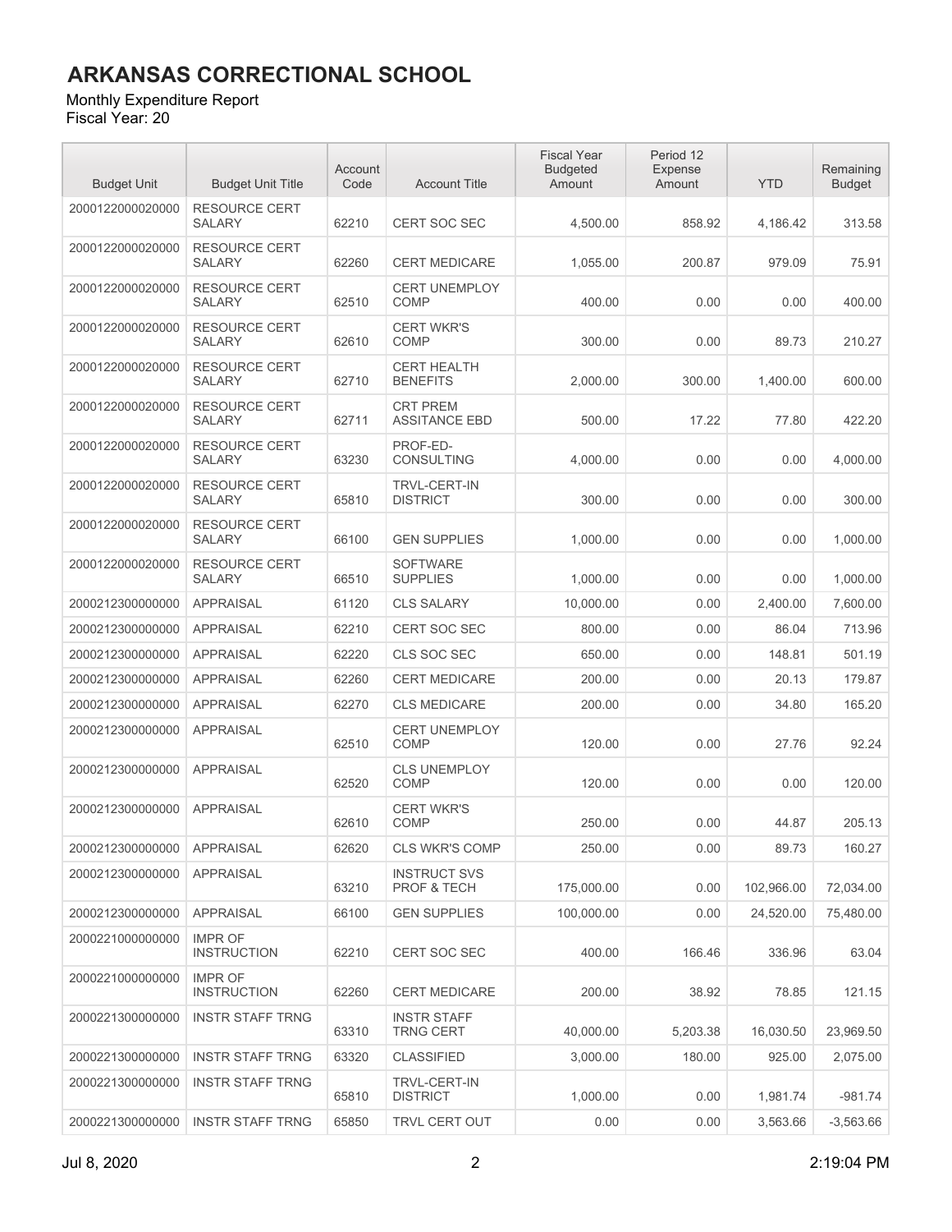# ARKANSAS CORRECTIONAL SCHOOL

Monthly Expenditure Report
Fiscal Year: 20

| Budget Unit | Budget Unit Title | Account Code | Account Title | Fiscal Year Budgeted Amount | Period 12 Expense Amount | YTD | Remaining Budget |
|---|---|---|---|---|---|---|---|
| 2000122000020000 | RESOURCE CERT SALARY | 62210 | CERT SOC SEC | 4,500.00 | 858.92 | 4,186.42 | 313.58 |
| 2000122000020000 | RESOURCE CERT SALARY | 62260 | CERT MEDICARE | 1,055.00 | 200.87 | 979.09 | 75.91 |
| 2000122000020000 | RESOURCE CERT SALARY | 62510 | CERT UNEMPLOY COMP | 400.00 | 0.00 | 0.00 | 400.00 |
| 2000122000020000 | RESOURCE CERT SALARY | 62610 | CERT WKR'S COMP | 300.00 | 0.00 | 89.73 | 210.27 |
| 2000122000020000 | RESOURCE CERT SALARY | 62710 | CERT HEALTH BENEFITS | 2,000.00 | 300.00 | 1,400.00 | 600.00 |
| 2000122000020000 | RESOURCE CERT SALARY | 62711 | CRT PREM ASSITANCE EBD | 500.00 | 17.22 | 77.80 | 422.20 |
| 2000122000020000 | RESOURCE CERT SALARY | 63230 | PROF-ED-CONSULTING | 4,000.00 | 0.00 | 0.00 | 4,000.00 |
| 2000122000020000 | RESOURCE CERT SALARY | 65810 | TRVL-CERT-IN DISTRICT | 300.00 | 0.00 | 0.00 | 300.00 |
| 2000122000020000 | RESOURCE CERT SALARY | 66100 | GEN SUPPLIES | 1,000.00 | 0.00 | 0.00 | 1,000.00 |
| 2000122000020000 | RESOURCE CERT SALARY | 66510 | SOFTWARE SUPPLIES | 1,000.00 | 0.00 | 0.00 | 1,000.00 |
| 2000212300000000 | APPRAISAL | 61120 | CLS SALARY | 10,000.00 | 0.00 | 2,400.00 | 7,600.00 |
| 2000212300000000 | APPRAISAL | 62210 | CERT SOC SEC | 800.00 | 0.00 | 86.04 | 713.96 |
| 2000212300000000 | APPRAISAL | 62220 | CLS SOC SEC | 650.00 | 0.00 | 148.81 | 501.19 |
| 2000212300000000 | APPRAISAL | 62260 | CERT MEDICARE | 200.00 | 0.00 | 20.13 | 179.87 |
| 2000212300000000 | APPRAISAL | 62270 | CLS MEDICARE | 200.00 | 0.00 | 34.80 | 165.20 |
| 2000212300000000 | APPRAISAL | 62510 | CERT UNEMPLOY COMP | 120.00 | 0.00 | 27.76 | 92.24 |
| 2000212300000000 | APPRAISAL | 62520 | CLS UNEMPLOY COMP | 120.00 | 0.00 | 0.00 | 120.00 |
| 2000212300000000 | APPRAISAL | 62610 | CERT WKR'S COMP | 250.00 | 0.00 | 44.87 | 205.13 |
| 2000212300000000 | APPRAISAL | 62620 | CLS WKR'S COMP | 250.00 | 0.00 | 89.73 | 160.27 |
| 2000212300000000 | APPRAISAL | 63210 | INSTRUCT SVS PROF & TECH | 175,000.00 | 0.00 | 102,966.00 | 72,034.00 |
| 2000212300000000 | APPRAISAL | 66100 | GEN SUPPLIES | 100,000.00 | 0.00 | 24,520.00 | 75,480.00 |
| 2000221000000000 | IMPR OF INSTRUCTION | 62210 | CERT SOC SEC | 400.00 | 166.46 | 336.96 | 63.04 |
| 2000221000000000 | IMPR OF INSTRUCTION | 62260 | CERT MEDICARE | 200.00 | 38.92 | 78.85 | 121.15 |
| 2000221300000000 | INSTR STAFF TRNG | 63310 | INSTR STAFF TRNG CERT | 40,000.00 | 5,203.38 | 16,030.50 | 23,969.50 |
| 2000221300000000 | INSTR STAFF TRNG | 63320 | CLASSIFIED | 3,000.00 | 180.00 | 925.00 | 2,075.00 |
| 2000221300000000 | INSTR STAFF TRNG | 65810 | TRVL-CERT-IN DISTRICT | 1,000.00 | 0.00 | 1,981.74 | -981.74 |
| 2000221300000000 | INSTR STAFF TRNG | 65850 | TRVL CERT OUT | 0.00 | 0.00 | 3,563.66 | -3,563.66 |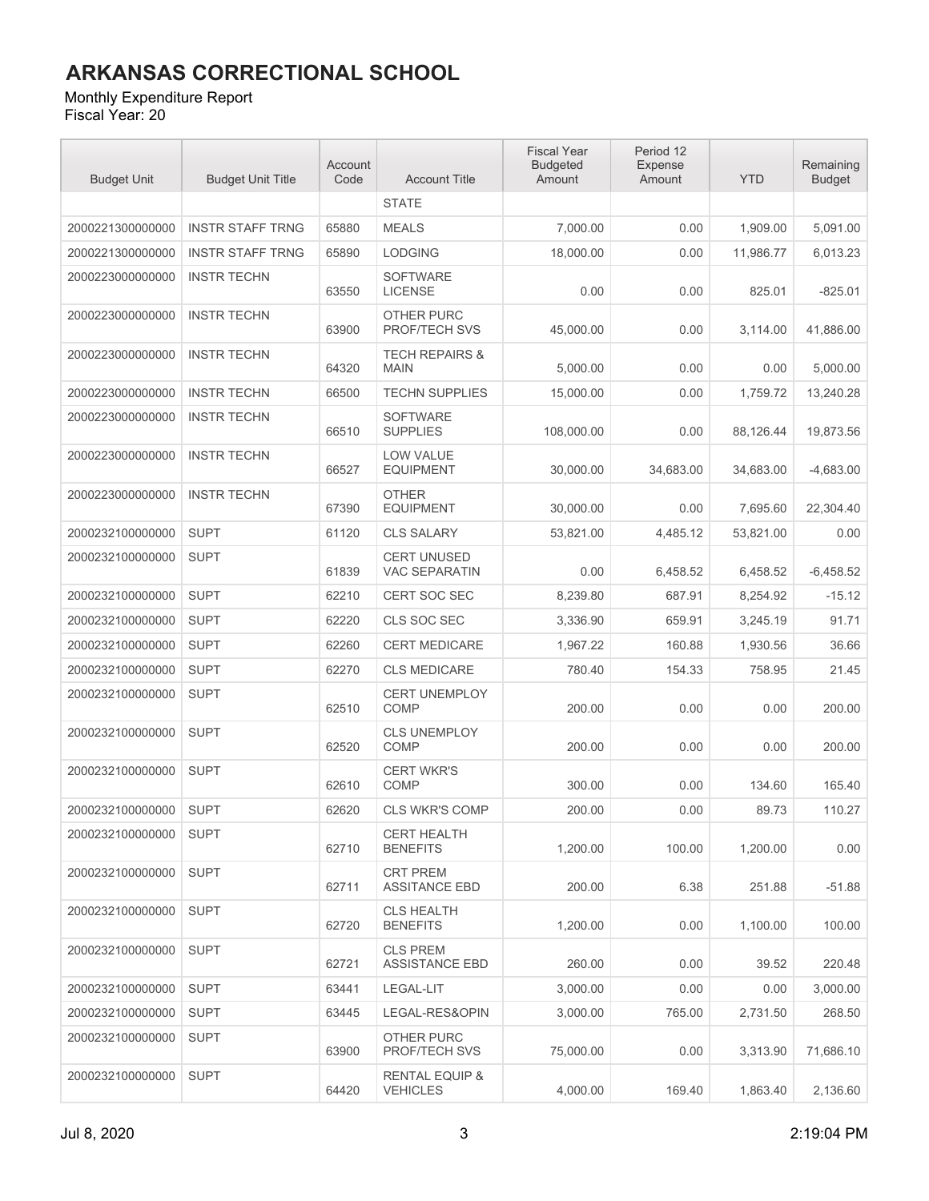# ARKANSAS CORRECTIONAL SCHOOL

Monthly Expenditure Report
Fiscal Year: 20

| Budget Unit | Budget Unit Title | Account Code | Account Title | Fiscal Year Budgeted Amount | Period 12 Expense Amount | YTD | Remaining Budget |
|---|---|---|---|---|---|---|---|
| | | | STATE | | | | |
| 2000221300000000 | INSTR STAFF TRNG | 65880 | MEALS | 7,000.00 | 0.00 | 1,909.00 | 5,091.00 |
| 2000221300000000 | INSTR STAFF TRNG | 65890 | LODGING | 18,000.00 | 0.00 | 11,986.77 | 6,013.23 |
| 2000223000000000 | INSTR TECHN | 63550 | SOFTWARE LICENSE | 0.00 | 0.00 | 825.01 | -825.01 |
| 2000223000000000 | INSTR TECHN | 63900 | OTHER PURC PROF/TECH SVS | 45,000.00 | 0.00 | 3,114.00 | 41,886.00 |
| 2000223000000000 | INSTR TECHN | 64320 | TECH REPAIRS & MAIN | 5,000.00 | 0.00 | 0.00 | 5,000.00 |
| 2000223000000000 | INSTR TECHN | 66500 | TECHN SUPPLIES | 15,000.00 | 0.00 | 1,759.72 | 13,240.28 |
| 2000223000000000 | INSTR TECHN | 66510 | SOFTWARE SUPPLIES | 108,000.00 | 0.00 | 88,126.44 | 19,873.56 |
| 2000223000000000 | INSTR TECHN | 66527 | LOW VALUE EQUIPMENT | 30,000.00 | 34,683.00 | 34,683.00 | -4,683.00 |
| 2000223000000000 | INSTR TECHN | 67390 | OTHER EQUIPMENT | 30,000.00 | 0.00 | 7,695.60 | 22,304.40 |
| 2000232100000000 | SUPT | 61120 | CLS SALARY | 53,821.00 | 4,485.12 | 53,821.00 | 0.00 |
| 2000232100000000 | SUPT | 61839 | CERT UNUSED VAC SEPARATIN | 0.00 | 6,458.52 | 6,458.52 | -6,458.52 |
| 2000232100000000 | SUPT | 62210 | CERT SOC SEC | 8,239.80 | 687.91 | 8,254.92 | -15.12 |
| 2000232100000000 | SUPT | 62220 | CLS SOC SEC | 3,336.90 | 659.91 | 3,245.19 | 91.71 |
| 2000232100000000 | SUPT | 62260 | CERT MEDICARE | 1,967.22 | 160.88 | 1,930.56 | 36.66 |
| 2000232100000000 | SUPT | 62270 | CLS MEDICARE | 780.40 | 154.33 | 758.95 | 21.45 |
| 2000232100000000 | SUPT | 62510 | CERT UNEMPLOY COMP | 200.00 | 0.00 | 0.00 | 200.00 |
| 2000232100000000 | SUPT | 62520 | CLS UNEMPLOY COMP | 200.00 | 0.00 | 0.00 | 200.00 |
| 2000232100000000 | SUPT | 62610 | CERT WKR'S COMP | 300.00 | 0.00 | 134.60 | 165.40 |
| 2000232100000000 | SUPT | 62620 | CLS WKR'S COMP | 200.00 | 0.00 | 89.73 | 110.27 |
| 2000232100000000 | SUPT | 62710 | CERT HEALTH BENEFITS | 1,200.00 | 100.00 | 1,200.00 | 0.00 |
| 2000232100000000 | SUPT | 62711 | CRT PREM ASSITANCE EBD | 200.00 | 6.38 | 251.88 | -51.88 |
| 2000232100000000 | SUPT | 62720 | CLS HEALTH BENEFITS | 1,200.00 | 0.00 | 1,100.00 | 100.00 |
| 2000232100000000 | SUPT | 62721 | CLS PREM ASSISTANCE EBD | 260.00 | 0.00 | 39.52 | 220.48 |
| 2000232100000000 | SUPT | 63441 | LEGAL-LIT | 3,000.00 | 0.00 | 0.00 | 3,000.00 |
| 2000232100000000 | SUPT | 63445 | LEGAL-RES&OPIN | 3,000.00 | 765.00 | 2,731.50 | 268.50 |
| 2000232100000000 | SUPT | 63900 | OTHER PURC PROF/TECH SVS | 75,000.00 | 0.00 | 3,313.90 | 71,686.10 |
| 2000232100000000 | SUPT | 64420 | RENTAL EQUIP & VEHICLES | 4,000.00 | 169.40 | 1,863.40 | 2,136.60 |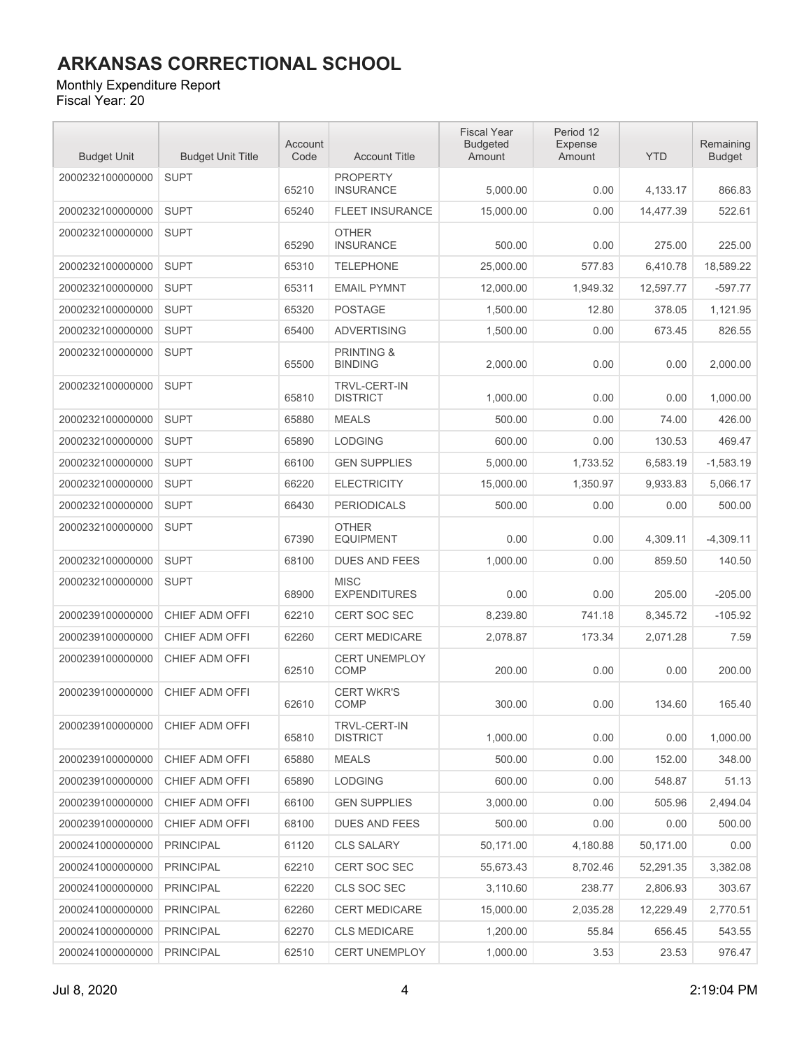# ARKANSAS CORRECTIONAL SCHOOL

Monthly Expenditure Report
Fiscal Year: 20

| Budget Unit | Budget Unit Title | Account Code | Account Title | Fiscal Year Budgeted Amount | Period 12 Expense Amount | YTD | Remaining Budget |
|---|---|---|---|---|---|---|---|
| 2000232100000000 | SUPT | 65210 | PROPERTY INSURANCE | 5,000.00 | 0.00 | 4,133.17 | 866.83 |
| 2000232100000000 | SUPT | 65240 | FLEET INSURANCE | 15,000.00 | 0.00 | 14,477.39 | 522.61 |
| 2000232100000000 | SUPT | 65290 | OTHER INSURANCE | 500.00 | 0.00 | 275.00 | 225.00 |
| 2000232100000000 | SUPT | 65310 | TELEPHONE | 25,000.00 | 577.83 | 6,410.78 | 18,589.22 |
| 2000232100000000 | SUPT | 65311 | EMAIL PYMNT | 12,000.00 | 1,949.32 | 12,597.77 | -597.77 |
| 2000232100000000 | SUPT | 65320 | POSTAGE | 1,500.00 | 12.80 | 378.05 | 1,121.95 |
| 2000232100000000 | SUPT | 65400 | ADVERTISING | 1,500.00 | 0.00 | 673.45 | 826.55 |
| 2000232100000000 | SUPT | 65500 | PRINTING & BINDING | 2,000.00 | 0.00 | 0.00 | 2,000.00 |
| 2000232100000000 | SUPT | 65810 | TRVL-CERT-IN DISTRICT | 1,000.00 | 0.00 | 0.00 | 1,000.00 |
| 2000232100000000 | SUPT | 65880 | MEALS | 500.00 | 0.00 | 74.00 | 426.00 |
| 2000232100000000 | SUPT | 65890 | LODGING | 600.00 | 0.00 | 130.53 | 469.47 |
| 2000232100000000 | SUPT | 66100 | GEN SUPPLIES | 5,000.00 | 1,733.52 | 6,583.19 | -1,583.19 |
| 2000232100000000 | SUPT | 66220 | ELECTRICITY | 15,000.00 | 1,350.97 | 9,933.83 | 5,066.17 |
| 2000232100000000 | SUPT | 66430 | PERIODICALS | 500.00 | 0.00 | 0.00 | 500.00 |
| 2000232100000000 | SUPT | 67390 | OTHER EQUIPMENT | 0.00 | 0.00 | 4,309.11 | -4,309.11 |
| 2000232100000000 | SUPT | 68100 | DUES AND FEES | 1,000.00 | 0.00 | 859.50 | 140.50 |
| 2000232100000000 | SUPT | 68900 | MISC EXPENDITURES | 0.00 | 0.00 | 205.00 | -205.00 |
| 2000239100000000 | CHIEF ADM OFFI | 62210 | CERT SOC SEC | 8,239.80 | 741.18 | 8,345.72 | -105.92 |
| 2000239100000000 | CHIEF ADM OFFI | 62260 | CERT MEDICARE | 2,078.87 | 173.34 | 2,071.28 | 7.59 |
| 2000239100000000 | CHIEF ADM OFFI | 62510 | CERT UNEMPLOY COMP | 200.00 | 0.00 | 0.00 | 200.00 |
| 2000239100000000 | CHIEF ADM OFFI | 62610 | CERT WKR'S COMP | 300.00 | 0.00 | 134.60 | 165.40 |
| 2000239100000000 | CHIEF ADM OFFI | 65810 | TRVL-CERT-IN DISTRICT | 1,000.00 | 0.00 | 0.00 | 1,000.00 |
| 2000239100000000 | CHIEF ADM OFFI | 65880 | MEALS | 500.00 | 0.00 | 152.00 | 348.00 |
| 2000239100000000 | CHIEF ADM OFFI | 65890 | LODGING | 600.00 | 0.00 | 548.87 | 51.13 |
| 2000239100000000 | CHIEF ADM OFFI | 66100 | GEN SUPPLIES | 3,000.00 | 0.00 | 505.96 | 2,494.04 |
| 2000239100000000 | CHIEF ADM OFFI | 68100 | DUES AND FEES | 500.00 | 0.00 | 0.00 | 500.00 |
| 2000241000000000 | PRINCIPAL | 61120 | CLS SALARY | 50,171.00 | 4,180.88 | 50,171.00 | 0.00 |
| 2000241000000000 | PRINCIPAL | 62210 | CERT SOC SEC | 55,673.43 | 8,702.46 | 52,291.35 | 3,382.08 |
| 2000241000000000 | PRINCIPAL | 62220 | CLS SOC SEC | 3,110.60 | 238.77 | 2,806.93 | 303.67 |
| 2000241000000000 | PRINCIPAL | 62260 | CERT MEDICARE | 15,000.00 | 2,035.28 | 12,229.49 | 2,770.51 |
| 2000241000000000 | PRINCIPAL | 62270 | CLS MEDICARE | 1,200.00 | 55.84 | 656.45 | 543.55 |
| 2000241000000000 | PRINCIPAL | 62510 | CERT UNEMPLOY | 1,000.00 | 3.53 | 23.53 | 976.47 |

Jul 8, 2020 2:19:04 PM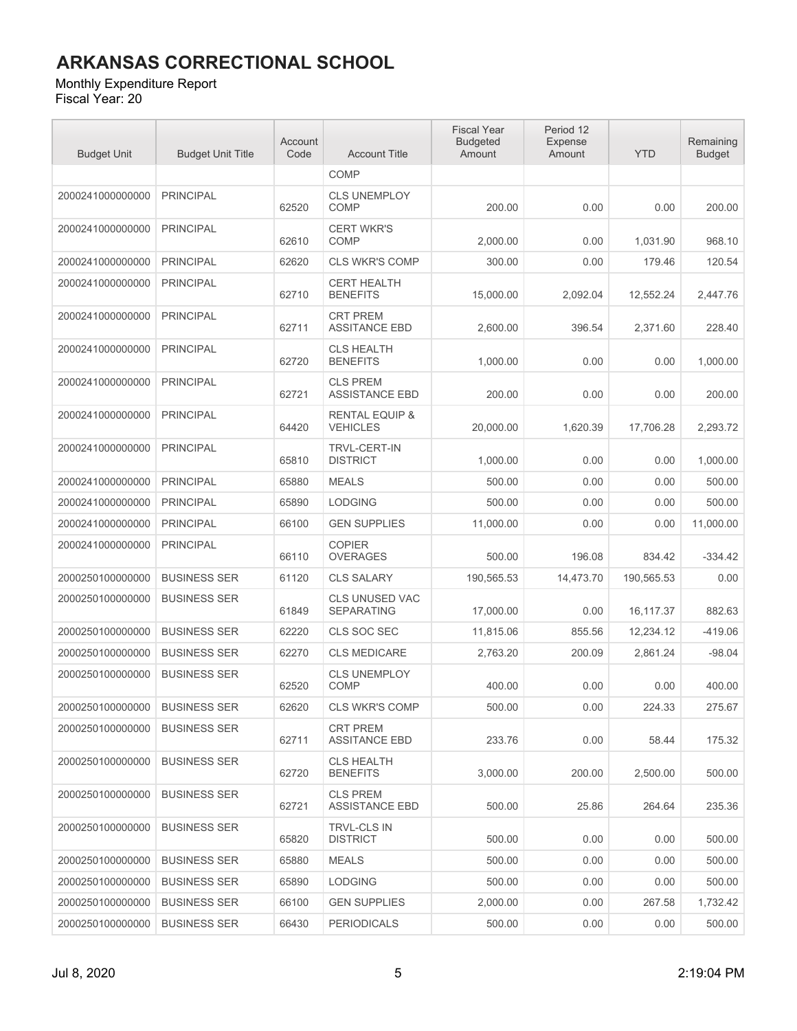# ARKANSAS CORRECTIONAL SCHOOL

Monthly Expenditure Report

Fiscal Year: 20

| Budget Unit | Budget Unit Title | Account Code | Account Title | Fiscal Year Budgeted Amount | Period 12 Expense Amount | YTD | Remaining Budget |
|---|---|---|---|---|---|---|---|
| | | | COMP | | | | |
| 2000241000000000 | PRINCIPAL | 62520 | CLS UNEMPLOY COMP | 200.00 | 0.00 | 0.00 | 200.00 |
| 2000241000000000 | PRINCIPAL | 62610 | CERT WKR'S COMP | 2,000.00 | 0.00 | 1,031.90 | 968.10 |
| 2000241000000000 | PRINCIPAL | 62620 | CLS WKR'S COMP | 300.00 | 0.00 | 179.46 | 120.54 |
| 2000241000000000 | PRINCIPAL | 62710 | CERT HEALTH BENEFITS | 15,000.00 | 2,092.04 | 12,552.24 | 2,447.76 |
| 2000241000000000 | PRINCIPAL | 62711 | CRT PREM ASSITANCE EBD | 2,600.00 | 396.54 | 2,371.60 | 228.40 |
| 2000241000000000 | PRINCIPAL | 62720 | CLS HEALTH BENEFITS | 1,000.00 | 0.00 | 0.00 | 1,000.00 |
| 2000241000000000 | PRINCIPAL | 62721 | CLS PREM ASSISTANCE EBD | 200.00 | 0.00 | 0.00 | 200.00 |
| 2000241000000000 | PRINCIPAL | 64420 | RENTAL EQUIP & VEHICLES | 20,000.00 | 1,620.39 | 17,706.28 | 2,293.72 |
| 2000241000000000 | PRINCIPAL | 65810 | TRVL-CERT-IN DISTRICT | 1,000.00 | 0.00 | 0.00 | 1,000.00 |
| 2000241000000000 | PRINCIPAL | 65880 | MEALS | 500.00 | 0.00 | 0.00 | 500.00 |
| 2000241000000000 | PRINCIPAL | 65890 | LODGING | 500.00 | 0.00 | 0.00 | 500.00 |
| 2000241000000000 | PRINCIPAL | 66100 | GEN SUPPLIES | 11,000.00 | 0.00 | 0.00 | 11,000.00 |
| 2000241000000000 | PRINCIPAL | 66110 | COPIER OVERAGES | 500.00 | 196.08 | 834.42 | -334.42 |
| 2000250100000000 | BUSINESS SER | 61120 | CLS SALARY | 190,565.53 | 14,473.70 | 190,565.53 | 0.00 |
| 2000250100000000 | BUSINESS SER | 61849 | CLS UNUSED VAC SEPARATING | 17,000.00 | 0.00 | 16,117.37 | 882.63 |
| 2000250100000000 | BUSINESS SER | 62220 | CLS SOC SEC | 11,815.06 | 855.56 | 12,234.12 | -419.06 |
| 2000250100000000 | BUSINESS SER | 62270 | CLS MEDICARE | 2,763.20 | 200.09 | 2,861.24 | -98.04 |
| 2000250100000000 | BUSINESS SER | 62520 | CLS UNEMPLOY COMP | 400.00 | 0.00 | 0.00 | 400.00 |
| 2000250100000000 | BUSINESS SER | 62620 | CLS WKR'S COMP | 500.00 | 0.00 | 224.33 | 275.67 |
| 2000250100000000 | BUSINESS SER | 62711 | CRT PREM ASSITANCE EBD | 233.76 | 0.00 | 58.44 | 175.32 |
| 2000250100000000 | BUSINESS SER | 62720 | CLS HEALTH BENEFITS | 3,000.00 | 200.00 | 2,500.00 | 500.00 |
| 2000250100000000 | BUSINESS SER | 62721 | CLS PREM ASSISTANCE EBD | 500.00 | 25.86 | 264.64 | 235.36 |
| 2000250100000000 | BUSINESS SER | 65820 | TRVL-CLS IN DISTRICT | 500.00 | 0.00 | 0.00 | 500.00 |
| 2000250100000000 | BUSINESS SER | 65880 | MEALS | 500.00 | 0.00 | 0.00 | 500.00 |
| 2000250100000000 | BUSINESS SER | 65890 | LODGING | 500.00 | 0.00 | 0.00 | 500.00 |
| 2000250100000000 | BUSINESS SER | 66100 | GEN SUPPLIES | 2,000.00 | 0.00 | 267.58 | 1,732.42 |
| 2000250100000000 | BUSINESS SER | 66430 | PERIODICALS | 500.00 | 0.00 | 0.00 | 500.00 |

Jul 8, 2020 2:19:04 PM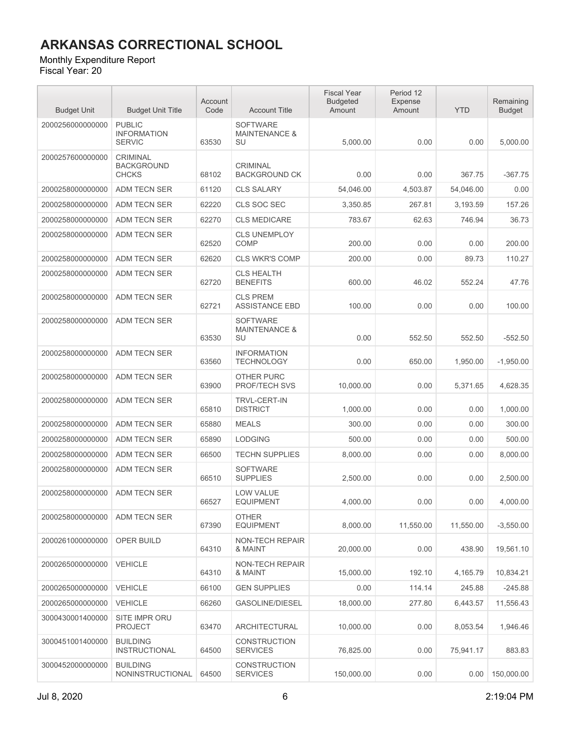# ARKANSAS CORRECTIONAL SCHOOL

Monthly Expenditure Report
Fiscal Year: 20

| Budget Unit | Budget Unit Title | Account Code | Account Title | Fiscal Year Budgeted Amount | Period 12 Expense Amount | YTD | Remaining Budget |
|---|---|---|---|---|---|---|---|
| 2000256000000000 | PUBLIC INFORMATION SERVIC | 63530 | SOFTWARE MAINTENANCE & SU | 5,000.00 | 0.00 | 0.00 | 5,000.00 |
| 2000257600000000 | CRIMINAL BACKGROUND CHCKS | 68102 | CRIMINAL BACKGROUND CK | 0.00 | 0.00 | 367.75 | -367.75 |
| 2000258000000000 | ADM TECN SER | 61120 | CLS SALARY | 54,046.00 | 4,503.87 | 54,046.00 | 0.00 |
| 2000258000000000 | ADM TECN SER | 62220 | CLS SOC SEC | 3,350.85 | 267.81 | 3,193.59 | 157.26 |
| 2000258000000000 | ADM TECN SER | 62270 | CLS MEDICARE | 783.67 | 62.63 | 746.94 | 36.73 |
| 2000258000000000 | ADM TECN SER | 62520 | CLS UNEMPLOY COMP | 200.00 | 0.00 | 0.00 | 200.00 |
| 2000258000000000 | ADM TECN SER | 62620 | CLS WKR'S COMP | 200.00 | 0.00 | 89.73 | 110.27 |
| 2000258000000000 | ADM TECN SER | 62720 | CLS HEALTH BENEFITS | 600.00 | 46.02 | 552.24 | 47.76 |
| 2000258000000000 | ADM TECN SER | 62721 | CLS PREM ASSISTANCE EBD | 100.00 | 0.00 | 0.00 | 100.00 |
| 2000258000000000 | ADM TECN SER | 63530 | SOFTWARE MAINTENANCE & SU | 0.00 | 552.50 | 552.50 | -552.50 |
| 2000258000000000 | ADM TECN SER | 63560 | INFORMATION TECHNOLOGY | 0.00 | 650.00 | 1,950.00 | -1,950.00 |
| 2000258000000000 | ADM TECN SER | 63900 | OTHER PURC PROF/TECH SVS | 10,000.00 | 0.00 | 5,371.65 | 4,628.35 |
| 2000258000000000 | ADM TECN SER | 65810 | TRVL-CERT-IN DISTRICT | 1,000.00 | 0.00 | 0.00 | 1,000.00 |
| 2000258000000000 | ADM TECN SER | 65880 | MEALS | 300.00 | 0.00 | 0.00 | 300.00 |
| 2000258000000000 | ADM TECN SER | 65890 | LODGING | 500.00 | 0.00 | 0.00 | 500.00 |
| 2000258000000000 | ADM TECN SER | 66500 | TECHN SUPPLIES | 8,000.00 | 0.00 | 0.00 | 8,000.00 |
| 2000258000000000 | ADM TECN SER | 66510 | SOFTWARE SUPPLIES | 2,500.00 | 0.00 | 0.00 | 2,500.00 |
| 2000258000000000 | ADM TECN SER | 66527 | LOW VALUE EQUIPMENT | 4,000.00 | 0.00 | 0.00 | 4,000.00 |
| 2000258000000000 | ADM TECN SER | 67390 | OTHER EQUIPMENT | 8,000.00 | 11,550.00 | 11,550.00 | -3,550.00 |
| 2000261000000000 | OPER BUILD | 64310 | NON-TECH REPAIR & MAINT | 20,000.00 | 0.00 | 438.90 | 19,561.10 |
| 2000265000000000 | VEHICLE | 64310 | NON-TECH REPAIR & MAINT | 15,000.00 | 192.10 | 4,165.79 | 10,834.21 |
| 2000265000000000 | VEHICLE | 66100 | GEN SUPPLIES | 0.00 | 114.14 | 245.88 | -245.88 |
| 2000265000000000 | VEHICLE | 66260 | GASOLINE/DIESEL | 18,000.00 | 277.80 | 6,443.57 | 11,556.43 |
| 3000430001400000 | SITE IMPR ORU PROJECT | 63470 | ARCHITECTURAL | 10,000.00 | 0.00 | 8,053.54 | 1,946.46 |
| 3000451001400000 | BUILDING INSTRUCTIONAL | 64500 | CONSTRUCTION SERVICES | 76,825.00 | 0.00 | 75,941.17 | 883.83 |
| 3000452000000000 | BUILDING NONINSTRUCTIONAL | 64500 | CONSTRUCTION SERVICES | 150,000.00 | 0.00 | 0.00 | 150,000.00 |

Jul 8, 2020 2:19:04 PM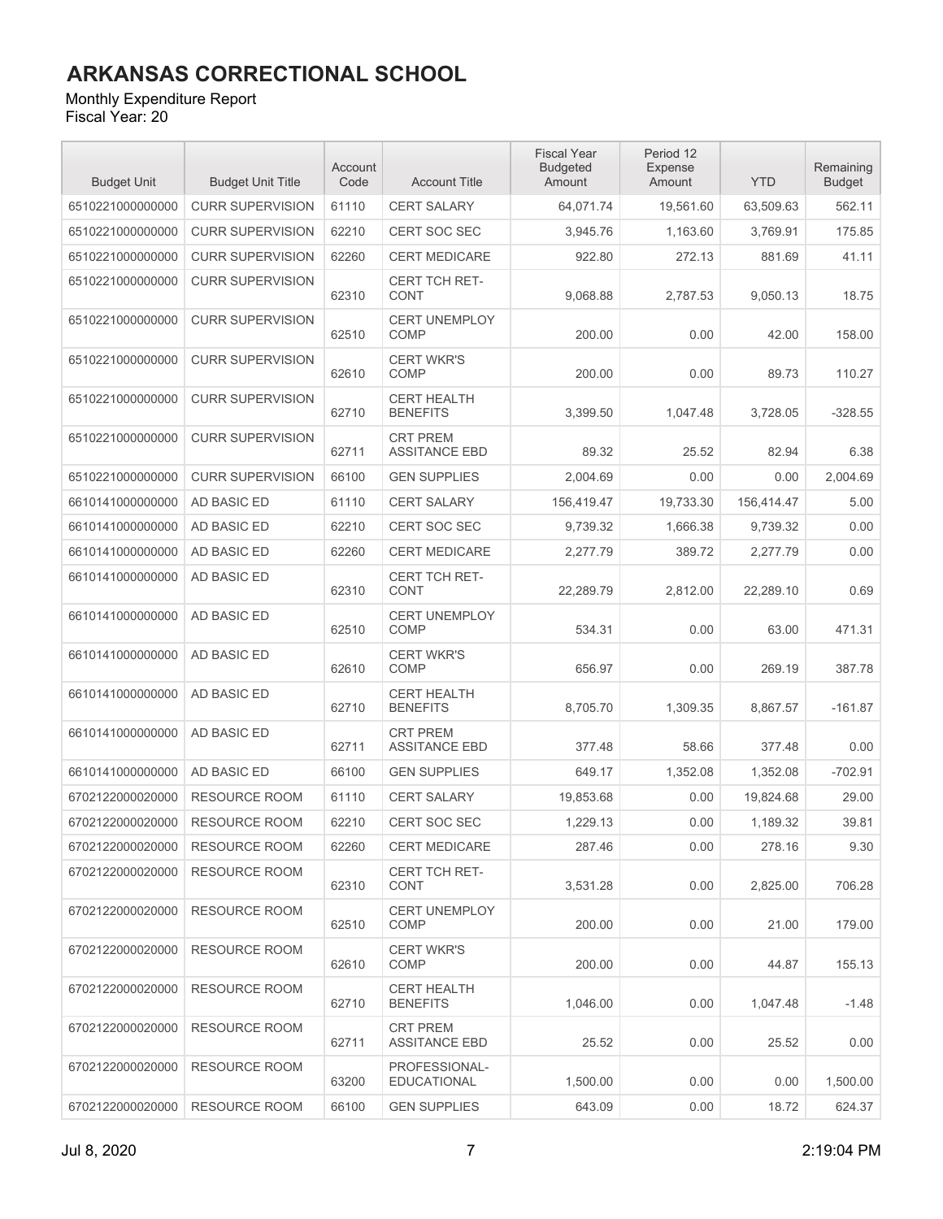# ARKANSAS CORRECTIONAL SCHOOL

Monthly Expenditure Report
Fiscal Year: 20

| Budget Unit | Budget Unit Title | Account Code | Account Title | Fiscal Year Budgeted Amount | Period 12 Expense Amount | YTD | Remaining Budget |
|---|---|---|---|---|---|---|---|
| 6510221000000000 | CURR SUPERVISION | 61110 | CERT SALARY | 64,071.74 | 19,561.60 | 63,509.63 | 562.11 |
| 6510221000000000 | CURR SUPERVISION | 62210 | CERT SOC SEC | 3,945.76 | 1,163.60 | 3,769.91 | 175.85 |
| 6510221000000000 | CURR SUPERVISION | 62260 | CERT MEDICARE | 922.80 | 272.13 | 881.69 | 41.11 |
| 6510221000000000 | CURR SUPERVISION | 62310 | CERT TCH RET-CONT | 9,068.88 | 2,787.53 | 9,050.13 | 18.75 |
| 6510221000000000 | CURR SUPERVISION | 62510 | CERT UNEMPLOY COMP | 200.00 | 0.00 | 42.00 | 158.00 |
| 6510221000000000 | CURR SUPERVISION | 62610 | CERT WKR'S COMP | 200.00 | 0.00 | 89.73 | 110.27 |
| 6510221000000000 | CURR SUPERVISION | 62710 | CERT HEALTH BENEFITS | 3,399.50 | 1,047.48 | 3,728.05 | -328.55 |
| 6510221000000000 | CURR SUPERVISION | 62711 | CRT PREM ASSITANCE EBD | 89.32 | 25.52 | 82.94 | 6.38 |
| 6510221000000000 | CURR SUPERVISION | 66100 | GEN SUPPLIES | 2,004.69 | 0.00 | 0.00 | 2,004.69 |
| 6610141000000000 | AD BASIC ED | 61110 | CERT SALARY | 156,419.47 | 19,733.30 | 156,414.47 | 5.00 |
| 6610141000000000 | AD BASIC ED | 62210 | CERT SOC SEC | 9,739.32 | 1,666.38 | 9,739.32 | 0.00 |
| 6610141000000000 | AD BASIC ED | 62260 | CERT MEDICARE | 2,277.79 | 389.72 | 2,277.79 | 0.00 |
| 6610141000000000 | AD BASIC ED | 62310 | CERT TCH RET-CONT | 22,289.79 | 2,812.00 | 22,289.10 | 0.69 |
| 6610141000000000 | AD BASIC ED | 62510 | CERT UNEMPLOY COMP | 534.31 | 0.00 | 63.00 | 471.31 |
| 6610141000000000 | AD BASIC ED | 62610 | CERT WKR'S COMP | 656.97 | 0.00 | 269.19 | 387.78 |
| 6610141000000000 | AD BASIC ED | 62710 | CERT HEALTH BENEFITS | 8,705.70 | 1,309.35 | 8,867.57 | -161.87 |
| 6610141000000000 | AD BASIC ED | 62711 | CRT PREM ASSITANCE EBD | 377.48 | 58.66 | 377.48 | 0.00 |
| 6610141000000000 | AD BASIC ED | 66100 | GEN SUPPLIES | 649.17 | 1,352.08 | 1,352.08 | -702.91 |
| 6702122000020000 | RESOURCE ROOM | 61110 | CERT SALARY | 19,853.68 | 0.00 | 19,824.68 | 29.00 |
| 6702122000020000 | RESOURCE ROOM | 62210 | CERT SOC SEC | 1,229.13 | 0.00 | 1,189.32 | 39.81 |
| 6702122000020000 | RESOURCE ROOM | 62260 | CERT MEDICARE | 287.46 | 0.00 | 278.16 | 9.30 |
| 6702122000020000 | RESOURCE ROOM | 62310 | CERT TCH RET-CONT | 3,531.28 | 0.00 | 2,825.00 | 706.28 |
| 6702122000020000 | RESOURCE ROOM | 62510 | CERT UNEMPLOY COMP | 200.00 | 0.00 | 21.00 | 179.00 |
| 6702122000020000 | RESOURCE ROOM | 62610 | CERT WKR'S COMP | 200.00 | 0.00 | 44.87 | 155.13 |
| 6702122000020000 | RESOURCE ROOM | 62710 | CERT HEALTH BENEFITS | 1,046.00 | 0.00 | 1,047.48 | -1.48 |
| 6702122000020000 | RESOURCE ROOM | 62711 | CRT PREM ASSITANCE EBD | 25.52 | 0.00 | 25.52 | 0.00 |
| 6702122000020000 | RESOURCE ROOM | 63200 | PROFESSIONAL-EDUCATIONAL | 1,500.00 | 0.00 | 0.00 | 1,500.00 |
| 6702122000020000 | RESOURCE ROOM | 66100 | GEN SUPPLIES | 643.09 | 0.00 | 18.72 | 624.37 |

Jul 8, 2020 2:19:04 PM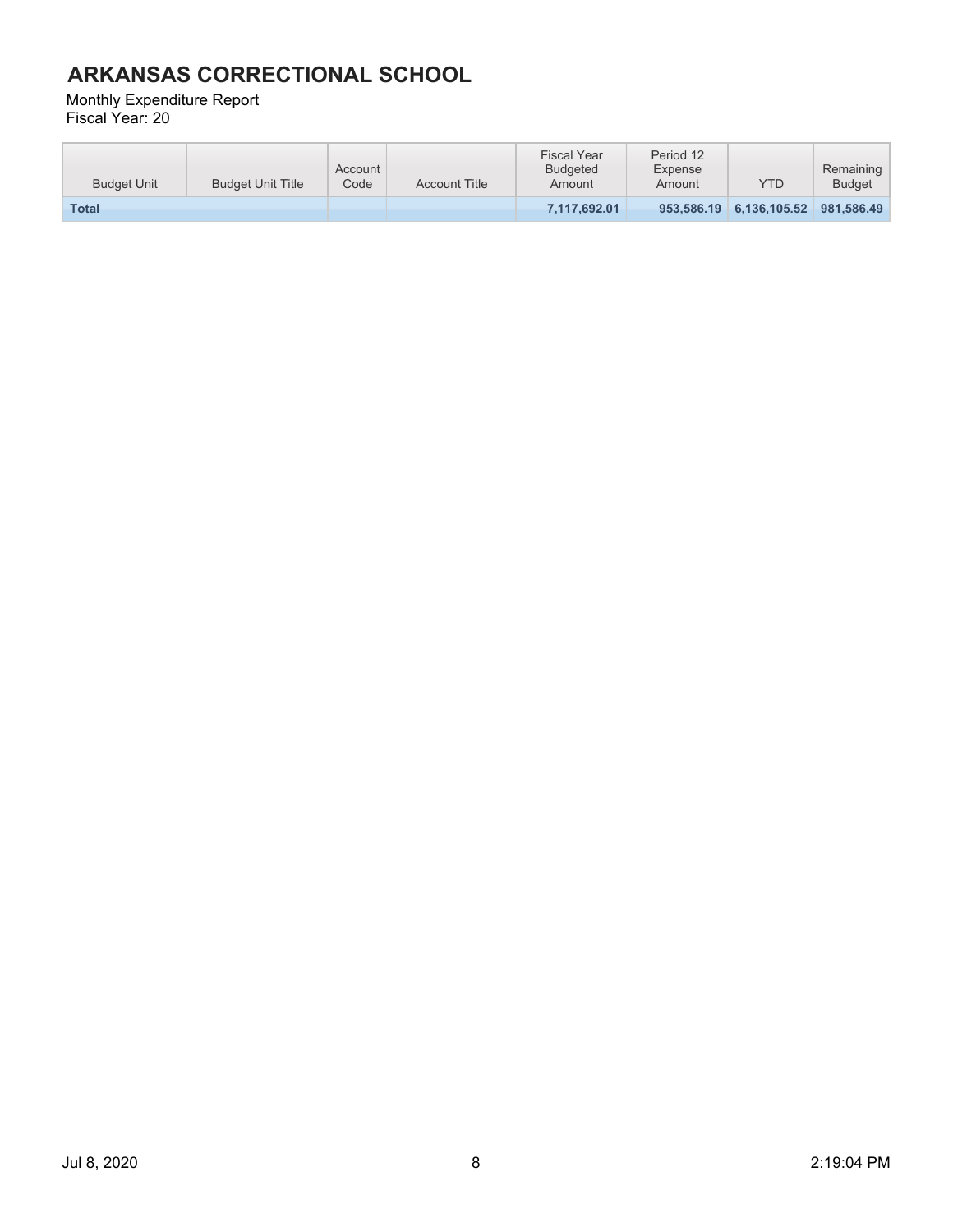# ARKANSAS CORRECTIONAL SCHOOL

Monthly Expenditure Report
Fiscal Year: 20

| Budget Unit | Budget Unit Title | Account Code | Account Title | Fiscal Year Budgeted Amount | Period 12 Expense Amount | YTD | Remaining Budget |
|---|---|---|---|---|---|---|---|
| **Total** | | | | **7,117,692.01** | **953,586.19** | **6,136,105.52** | **981,586.49** |

Jul 8, 2020 2:19:04 PM